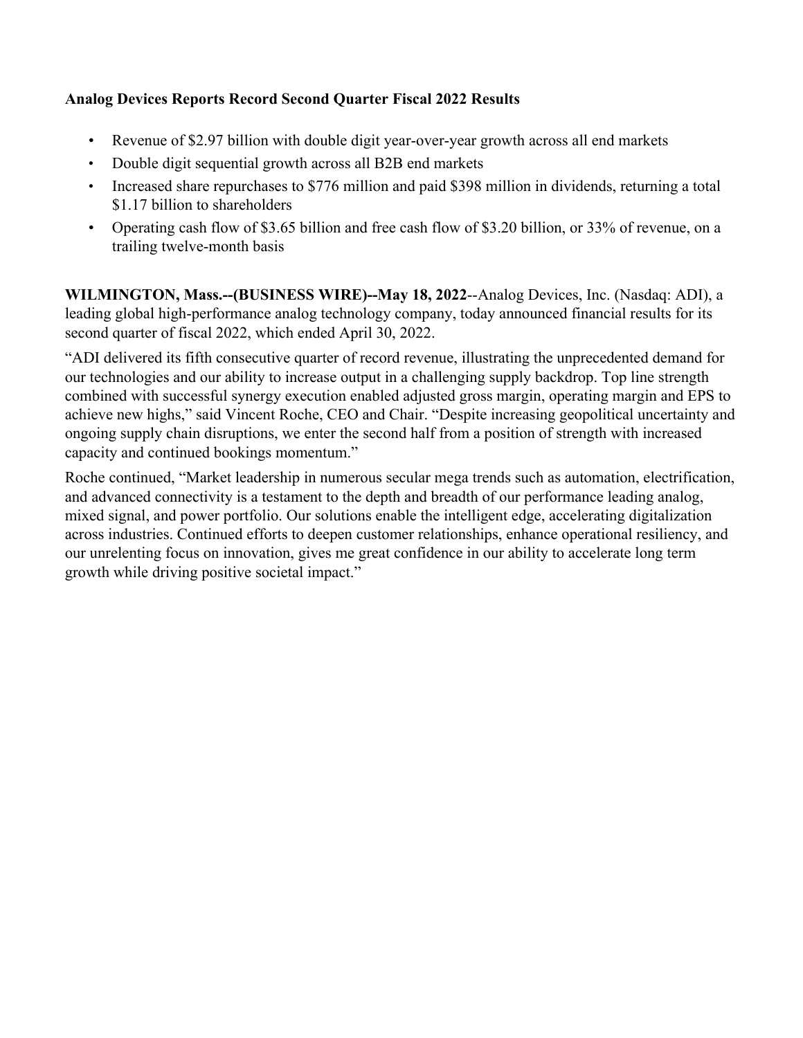# Analog Devices Reports Record Second Quarter Fiscal 2022 Results

- Revenue of $2.97 billion with double digit year-over-year growth across all end markets
- Double digit sequential growth across all B2B end markets
- Increased share repurchases to $776 million and paid $398 million in dividends, returning a total $1.17 billion to shareholders
- Operating cash flow of $3.65 billion and free cash flow of $3.20 billion, or 33% of revenue, on a trailing twelve-month basis

**WILMINGTON, Mass.--(BUSINESS WIRE)--May 18, 2022**--Analog Devices, Inc. (Nasdaq: ADI), a leading global high-performance analog technology company, today announced financial results for its second quarter of fiscal 2022, which ended April 30, 2022.

"ADI delivered its fifth consecutive quarter of record revenue, illustrating the unprecedented demand for our technologies and our ability to increase output in a challenging supply backdrop. Top line strength combined with successful synergy execution enabled adjusted gross margin, operating margin and EPS to achieve new highs," said Vincent Roche, CEO and Chair. "Despite increasing geopolitical uncertainty and ongoing supply chain disruptions, we enter the second half from a position of strength with increased capacity and continued bookings momentum."

Roche continued, "Market leadership in numerous secular mega trends such as automation, electrification, and advanced connectivity is a testament to the depth and breadth of our performance leading analog, mixed signal, and power portfolio. Our solutions enable the intelligent edge, accelerating digitalization across industries. Continued efforts to deepen customer relationships, enhance operational resiliency, and our unrelenting focus on innovation, gives me great confidence in our ability to accelerate long term growth while driving positive societal impact."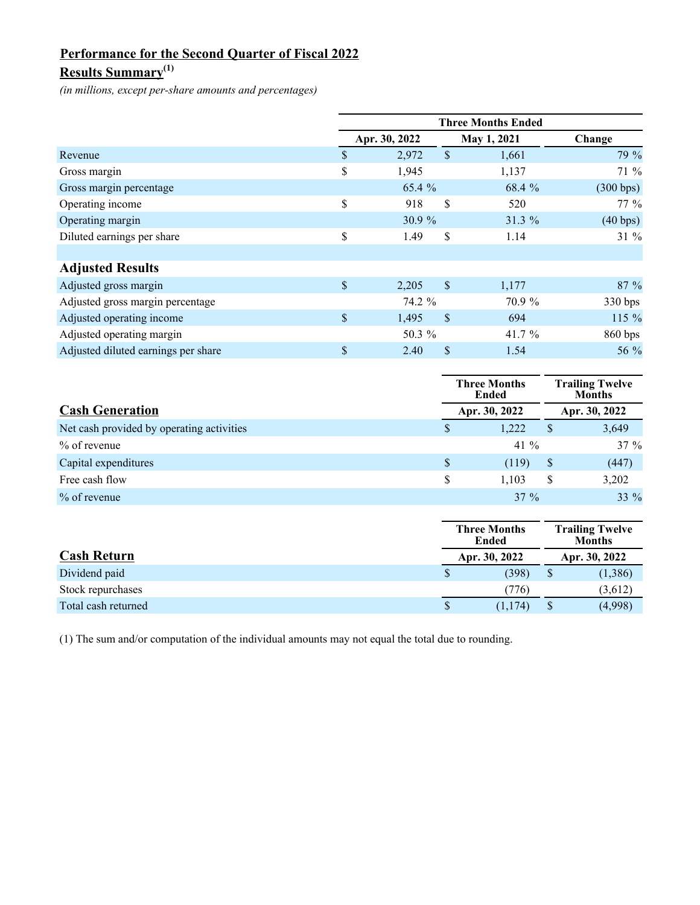# Performance for the Second Quarter of Fiscal 2022

## Results Summary[(1)]

*(in millions, except per-share amounts and percentages)*

| | Three Months Ended | | |
|---|---|---|---|
| | Apr. 30, 2022 | May 1, 2021 | Change |
| Revenue | $ 2,972 | $ 1,661 | 79 % |
| Gross margin | $ 1,945 | 1,137 | 71 % |
| Gross margin percentage | 65.4 % | 68.4 % | (300 bps) |
| Operating income | $ 918 | $ 520 | 77 % |
| Operating margin | 30.9 % | 31.3 % | (40 bps) |
| Diluted earnings per share | $ 1.49 | $ 1.14 | 31 % |
| | | | |
| **Adjusted Results** | | | |
| Adjusted gross margin | $ 2,205 | $ 1,177 | 87 % |
| Adjusted gross margin percentage | 74.2 % | 70.9 % | 330 bps |
| Adjusted operating income | $ 1,495 | $ 694 | 115 % |
| Adjusted operating margin | 50.3 % | 41.7 % | 860 bps |
| Adjusted diluted earnings per share | $ 2.40 | $ 1.54 | 56 % |

| **Cash Generation** | Three Months Ended<br>Apr. 30, 2022 | Trailing Twelve Months<br>Apr. 30, 2022 |
|---|---|---|
| Net cash provided by operating activities | $ 1,222 | $ 3,649 |
| % of revenue | 41 % | 37 % |
| Capital expenditures | $ (119) | $ (447) |
| Free cash flow | $ 1,103 | $ 3,202 |
| % of revenue | 37 % | 33 % |

| **Cash Return** | Three Months Ended<br>Apr. 30, 2022 | Trailing Twelve Months<br>Apr. 30, 2022 |
|---|---|---|
| Dividend paid | $ (398) | $ (1,386) |
| Stock repurchases | (776) | (3,612) |
| Total cash returned | $ (1,174) | $ (4,998) |

(1) The sum and/or computation of the individual amounts may not equal the total due to rounding.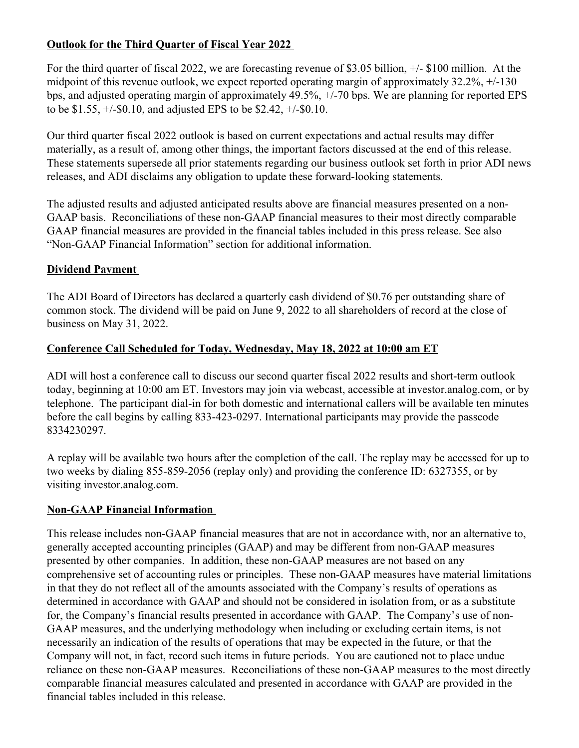## Outlook for the Third Quarter of Fiscal Year 2022

For the third quarter of fiscal 2022, we are forecasting revenue of $3.05 billion, +/- $100 million. At the midpoint of this revenue outlook, we expect reported operating margin of approximately 32.2%, +/-130 bps, and adjusted operating margin of approximately 49.5%, +/-70 bps. We are planning for reported EPS to be $1.55, +/-$0.10, and adjusted EPS to be $2.42, +/-$0.10.

Our third quarter fiscal 2022 outlook is based on current expectations and actual results may differ materially, as a result of, among other things, the important factors discussed at the end of this release. These statements supersede all prior statements regarding our business outlook set forth in prior ADI news releases, and ADI disclaims any obligation to update these forward-looking statements.

The adjusted results and adjusted anticipated results above are financial measures presented on a non-GAAP basis. Reconciliations of these non-GAAP financial measures to their most directly comparable GAAP financial measures are provided in the financial tables included in this press release. See also "Non-GAAP Financial Information" section for additional information.

## Dividend Payment

The ADI Board of Directors has declared a quarterly cash dividend of $0.76 per outstanding share of common stock. The dividend will be paid on June 9, 2022 to all shareholders of record at the close of business on May 31, 2022.

## Conference Call Scheduled for Today, Wednesday, May 18, 2022 at 10:00 am ET

ADI will host a conference call to discuss our second quarter fiscal 2022 results and short-term outlook today, beginning at 10:00 am ET. Investors may join via webcast, accessible at investor.analog.com, or by telephone. The participant dial-in for both domestic and international callers will be available ten minutes before the call begins by calling 833-423-0297. International participants may provide the passcode 8334230297.

A replay will be available two hours after the completion of the call. The replay may be accessed for up to two weeks by dialing 855-859-2056 (replay only) and providing the conference ID: 6327355, or by visiting investor.analog.com.

## Non-GAAP Financial Information

This release includes non-GAAP financial measures that are not in accordance with, nor an alternative to, generally accepted accounting principles (GAAP) and may be different from non-GAAP measures presented by other companies. In addition, these non-GAAP measures are not based on any comprehensive set of accounting rules or principles. These non-GAAP measures have material limitations in that they do not reflect all of the amounts associated with the Company's results of operations as determined in accordance with GAAP and should not be considered in isolation from, or as a substitute for, the Company's financial results presented in accordance with GAAP. The Company's use of non-GAAP measures, and the underlying methodology when including or excluding certain items, is not necessarily an indication of the results of operations that may be expected in the future, or that the Company will not, in fact, record such items in future periods. You are cautioned not to place undue reliance on these non-GAAP measures. Reconciliations of these non-GAAP measures to the most directly comparable financial measures calculated and presented in accordance with GAAP are provided in the financial tables included in this release.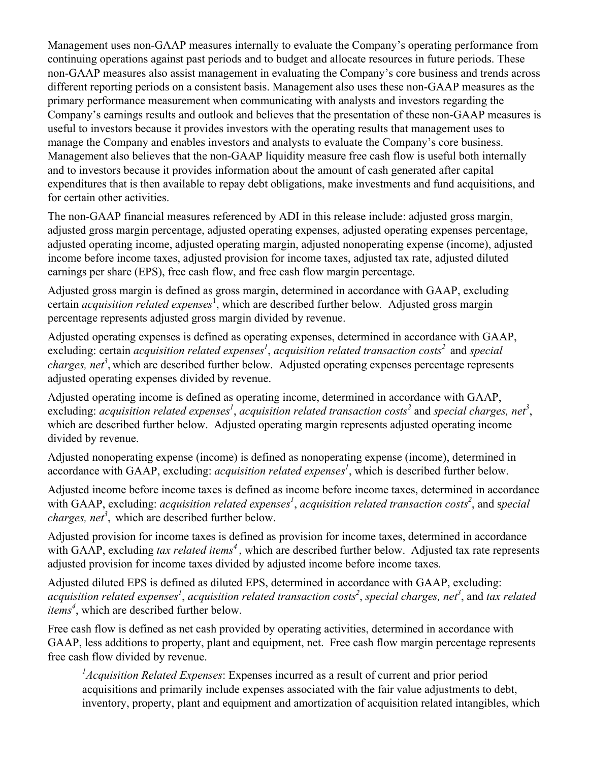Management uses non-GAAP measures internally to evaluate the Company's operating performance from continuing operations against past periods and to budget and allocate resources in future periods. These non-GAAP measures also assist management in evaluating the Company's core business and trends across different reporting periods on a consistent basis. Management also uses these non-GAAP measures as the primary performance measurement when communicating with analysts and investors regarding the Company's earnings results and outlook and believes that the presentation of these non-GAAP measures is useful to investors because it provides investors with the operating results that management uses to manage the Company and enables investors and analysts to evaluate the Company's core business. Management also believes that the non-GAAP liquidity measure free cash flow is useful both internally and to investors because it provides information about the amount of cash generated after capital expenditures that is then available to repay debt obligations, make investments and fund acquisitions, and for certain other activities.

The non-GAAP financial measures referenced by ADI in this release include: adjusted gross margin, adjusted gross margin percentage, adjusted operating expenses, adjusted operating expenses percentage, adjusted operating income, adjusted operating margin, adjusted nonoperating expense (income), adjusted income before income taxes, adjusted provision for income taxes, adjusted tax rate, adjusted diluted earnings per share (EPS), free cash flow, and free cash flow margin percentage.

Adjusted gross margin is defined as gross margin, determined in accordance with GAAP, excluding certain *acquisition related expenses*[1], which are described further below. Adjusted gross margin percentage represents adjusted gross margin divided by revenue.

Adjusted operating expenses is defined as operating expenses, determined in accordance with GAAP, excluding: certain *acquisition related expenses*[1], *acquisition related transaction costs*[2] and *special charges, net*[3], which are described further below. Adjusted operating expenses percentage represents adjusted operating expenses divided by revenue.

Adjusted operating income is defined as operating income, determined in accordance with GAAP, excluding: *acquisition related expenses*[1], *acquisition related transaction costs*[2] and *special charges, net*[3], which are described further below. Adjusted operating margin represents adjusted operating income divided by revenue.

Adjusted nonoperating expense (income) is defined as nonoperating expense (income), determined in accordance with GAAP, excluding: *acquisition related expenses*[1], which is described further below.

Adjusted income before income taxes is defined as income before income taxes, determined in accordance with GAAP, excluding: *acquisition related expenses*[1], *acquisition related transaction costs*[2], and *special charges, net*[3], which are described further below.

Adjusted provision for income taxes is defined as provision for income taxes, determined in accordance with GAAP, excluding *tax related items*[4], which are described further below. Adjusted tax rate represents adjusted provision for income taxes divided by adjusted income before income taxes.

Adjusted diluted EPS is defined as diluted EPS, determined in accordance with GAAP, excluding: *acquisition related expenses*[1], *acquisition related transaction costs*[2], *special charges, net*[3], and *tax related items*[4], which are described further below.

Free cash flow is defined as net cash provided by operating activities, determined in accordance with GAAP, less additions to property, plant and equipment, net. Free cash flow margin percentage represents free cash flow divided by revenue.

> [1]*Acquisition Related Expenses*: Expenses incurred as a result of current and prior period acquisitions and primarily include expenses associated with the fair value adjustments to debt, inventory, property, plant and equipment and amortization of acquisition related intangibles, which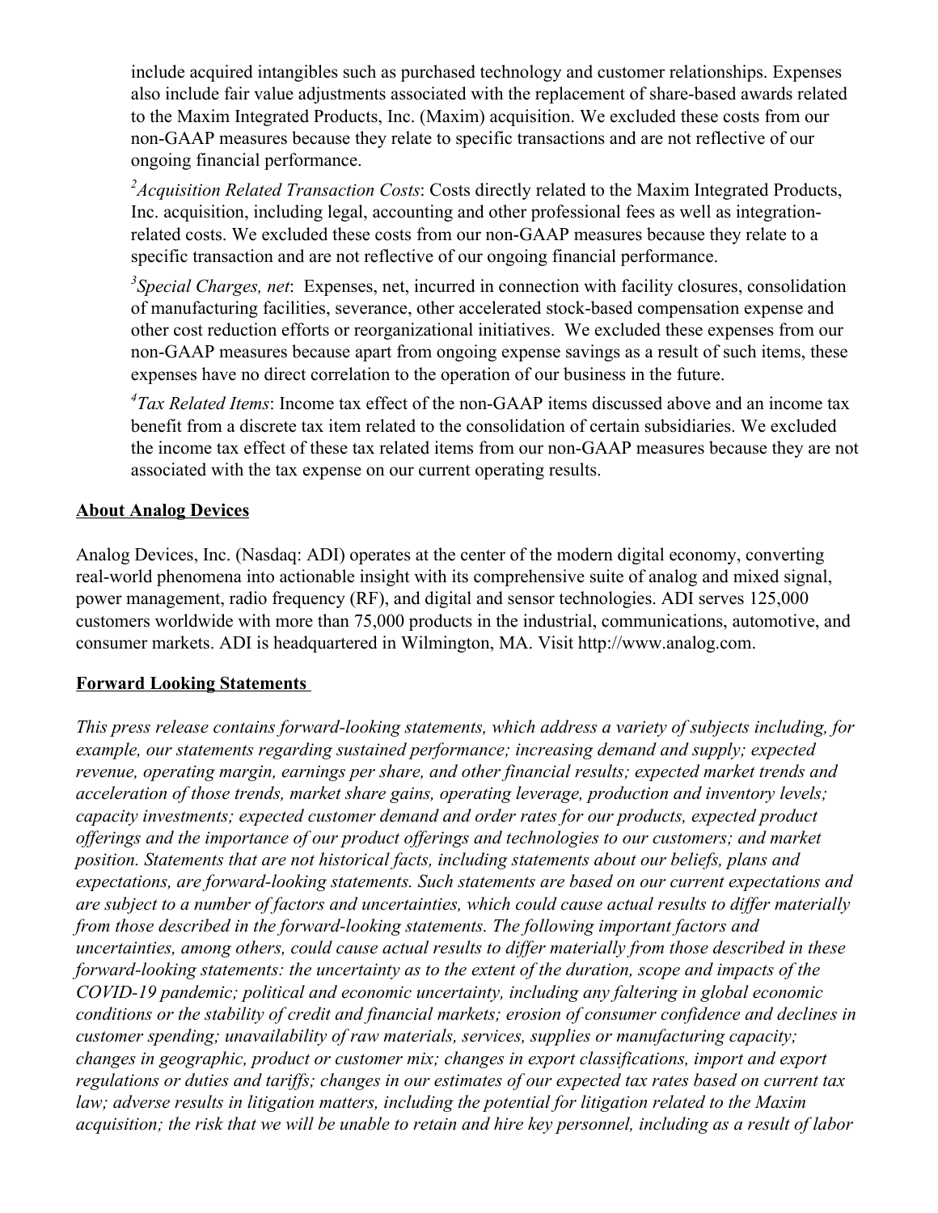include acquired intangibles such as purchased technology and customer relationships. Expenses also include fair value adjustments associated with the replacement of share-based awards related to the Maxim Integrated Products, Inc. (Maxim) acquisition. We excluded these costs from our non-GAAP measures because they relate to specific transactions and are not reflective of our ongoing financial performance.

[2]*Acquisition Related Transaction Costs*: Costs directly related to the Maxim Integrated Products, Inc. acquisition, including legal, accounting and other professional fees as well as integration-related costs. We excluded these costs from our non-GAAP measures because they relate to a specific transaction and are not reflective of our ongoing financial performance.

[3]*Special Charges, net*: Expenses, net, incurred in connection with facility closures, consolidation of manufacturing facilities, severance, other accelerated stock-based compensation expense and other cost reduction efforts or reorganizational initiatives. We excluded these expenses from our non-GAAP measures because apart from ongoing expense savings as a result of such items, these expenses have no direct correlation to the operation of our business in the future.

[4]*Tax Related Items*: Income tax effect of the non-GAAP items discussed above and an income tax benefit from a discrete tax item related to the consolidation of certain subsidiaries. We excluded the income tax effect of these tax related items from our non-GAAP measures because they are not associated with the tax expense on our current operating results.

**About Analog Devices**

Analog Devices, Inc. (Nasdaq: ADI) operates at the center of the modern digital economy, converting real-world phenomena into actionable insight with its comprehensive suite of analog and mixed signal, power management, radio frequency (RF), and digital and sensor technologies. ADI serves 125,000 customers worldwide with more than 75,000 products in the industrial, communications, automotive, and consumer markets. ADI is headquartered in Wilmington, MA. Visit http://www.analog.com.

**Forward Looking Statements**

*This press release contains forward-looking statements, which address a variety of subjects including, for example, our statements regarding sustained performance; increasing demand and supply; expected revenue, operating margin, earnings per share, and other financial results; expected market trends and acceleration of those trends, market share gains, operating leverage, production and inventory levels; capacity investments; expected customer demand and order rates for our products, expected product offerings and the importance of our product offerings and technologies to our customers; and market position. Statements that are not historical facts, including statements about our beliefs, plans and expectations, are forward-looking statements. Such statements are based on our current expectations and are subject to a number of factors and uncertainties, which could cause actual results to differ materially from those described in the forward-looking statements. The following important factors and uncertainties, among others, could cause actual results to differ materially from those described in these forward-looking statements: the uncertainty as to the extent of the duration, scope and impacts of the COVID-19 pandemic; political and economic uncertainty, including any faltering in global economic conditions or the stability of credit and financial markets; erosion of consumer confidence and declines in customer spending; unavailability of raw materials, services, supplies or manufacturing capacity; changes in geographic, product or customer mix; changes in export classifications, import and export regulations or duties and tariffs; changes in our estimates of our expected tax rates based on current tax law; adverse results in litigation matters, including the potential for litigation related to the Maxim acquisition; the risk that we will be unable to retain and hire key personnel, including as a result of labor*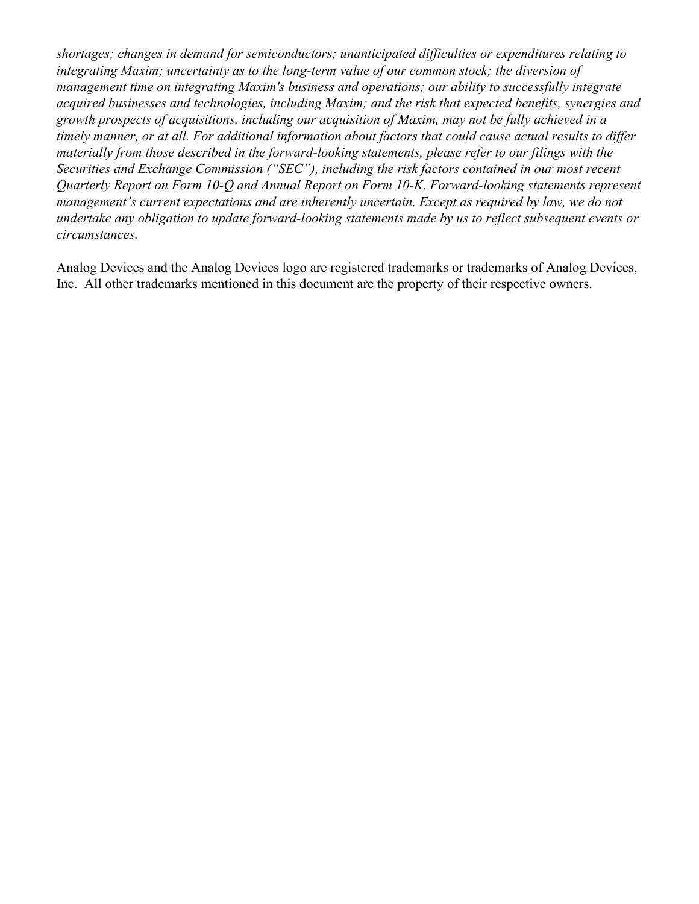*shortages; changes in demand for semiconductors; unanticipated difficulties or expenditures relating to integrating Maxim; uncertainty as to the long-term value of our common stock; the diversion of management time on integrating Maxim's business and operations; our ability to successfully integrate acquired businesses and technologies, including Maxim; and the risk that expected benefits, synergies and growth prospects of acquisitions, including our acquisition of Maxim, may not be fully achieved in a timely manner, or at all. For additional information about factors that could cause actual results to differ materially from those described in the forward-looking statements, please refer to our filings with the Securities and Exchange Commission ("SEC"), including the risk factors contained in our most recent Quarterly Report on Form 10-Q and Annual Report on Form 10-K. Forward-looking statements represent management's current expectations and are inherently uncertain. Except as required by law, we do not undertake any obligation to update forward-looking statements made by us to reflect subsequent events or circumstances.*

Analog Devices and the Analog Devices logo are registered trademarks or trademarks of Analog Devices, Inc. All other trademarks mentioned in this document are the property of their respective owners.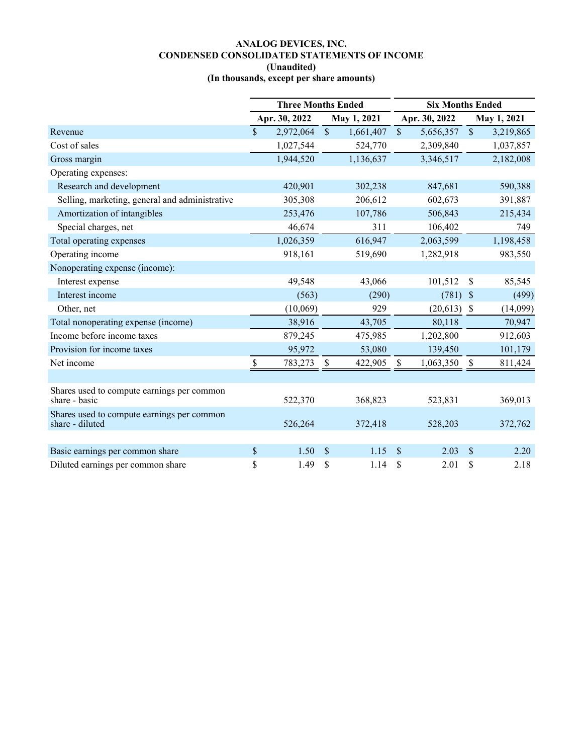# ANALOG DEVICES, INC.
## CONDENSED CONSOLIDATED STATEMENTS OF INCOME
### (Unaudited)
### (In thousands, except per share amounts)

| | Three Months Ended | | Six Months Ended | |
|---|---|---|---|---|
| | Apr. 30, 2022 | May 1, 2021 | Apr. 30, 2022 | May 1, 2021 |
| Revenue | $ 2,972,064 | $ 1,661,407 | $ 5,656,357 | $ 3,219,865 |
| Cost of sales | 1,027,544 | 524,770 | 2,309,840 | 1,037,857 |
| Gross margin | 1,944,520 | 1,136,637 | 3,346,517 | 2,182,008 |
| Operating expenses: | | | | |
| Research and development | 420,901 | 302,238 | 847,681 | 590,388 |
| Selling, marketing, general and administrative | 305,308 | 206,612 | 602,673 | 391,887 |
| Amortization of intangibles | 253,476 | 107,786 | 506,843 | 215,434 |
| Special charges, net | 46,674 | 311 | 106,402 | 749 |
| Total operating expenses | 1,026,359 | 616,947 | 2,063,599 | 1,198,458 |
| Operating income | 918,161 | 519,690 | 1,282,918 | 983,550 |
| Nonoperating expense (income): | | | | |
| Interest expense | 49,548 | 43,066 | 101,512 | $ 85,545 |
| Interest income | (563) | (290) | (781) | $ (499) |
| Other, net | (10,069) | 929 | (20,613) | $ (14,099) |
| Total nonoperating expense (income) | 38,916 | 43,705 | 80,118 | 70,947 |
| Income before income taxes | 879,245 | 475,985 | 1,202,800 | 912,603 |
| Provision for income taxes | 95,972 | 53,080 | 139,450 | 101,179 |
| Net income | $ 783,273 | $ 422,905 | $ 1,063,350 | $ 811,424 |
| | | | | |
| Shares used to compute earnings per common share - basic | 522,370 | 368,823 | 523,831 | 369,013 |
| Shares used to compute earnings per common share - diluted | 526,264 | 372,418 | 528,203 | 372,762 |
| | | | | |
| Basic earnings per common share | $ 1.50 | $ 1.15 | $ 2.03 | $ 2.20 |
| Diluted earnings per common share | $ 1.49 | $ 1.14 | $ 2.01 | $ 2.18 |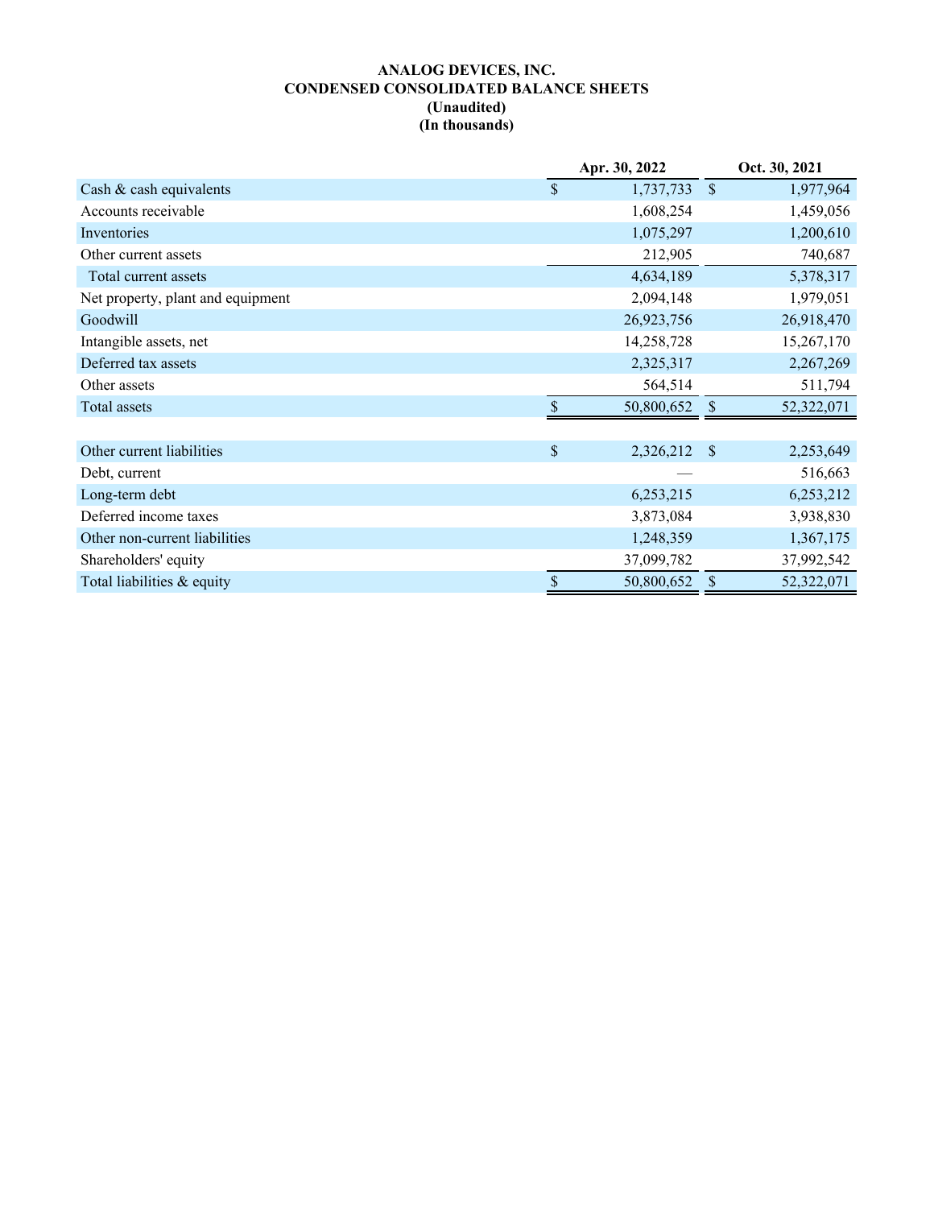# ANALOG DEVICES, INC.
## CONDENSED CONSOLIDATED BALANCE SHEETS
### (Unaudited)
### (In thousands)

| | Apr. 30, 2022 | Oct. 30, 2021 |
|---|---|---|
| Cash & cash equivalents | $ 1,737,733 | $ 1,977,964 |
| Accounts receivable | 1,608,254 | 1,459,056 |
| Inventories | 1,075,297 | 1,200,610 |
| Other current assets | 212,905 | 740,687 |
| Total current assets | 4,634,189 | 5,378,317 |
| Net property, plant and equipment | 2,094,148 | 1,979,051 |
| Goodwill | 26,923,756 | 26,918,470 |
| Intangible assets, net | 14,258,728 | 15,267,170 |
| Deferred tax assets | 2,325,317 | 2,267,269 |
| Other assets | 564,514 | 511,794 |
| Total assets | $ 50,800,652 | $ 52,322,071 |
| | | |
| Other current liabilities | $ 2,326,212 | $ 2,253,649 |
| Debt, current | — | 516,663 |
| Long-term debt | 6,253,215 | 6,253,212 |
| Deferred income taxes | 3,873,084 | 3,938,830 |
| Other non-current liabilities | 1,248,359 | 1,367,175 |
| Shareholders' equity | 37,099,782 | 37,992,542 |
| Total liabilities & equity | $ 50,800,652 | $ 52,322,071 |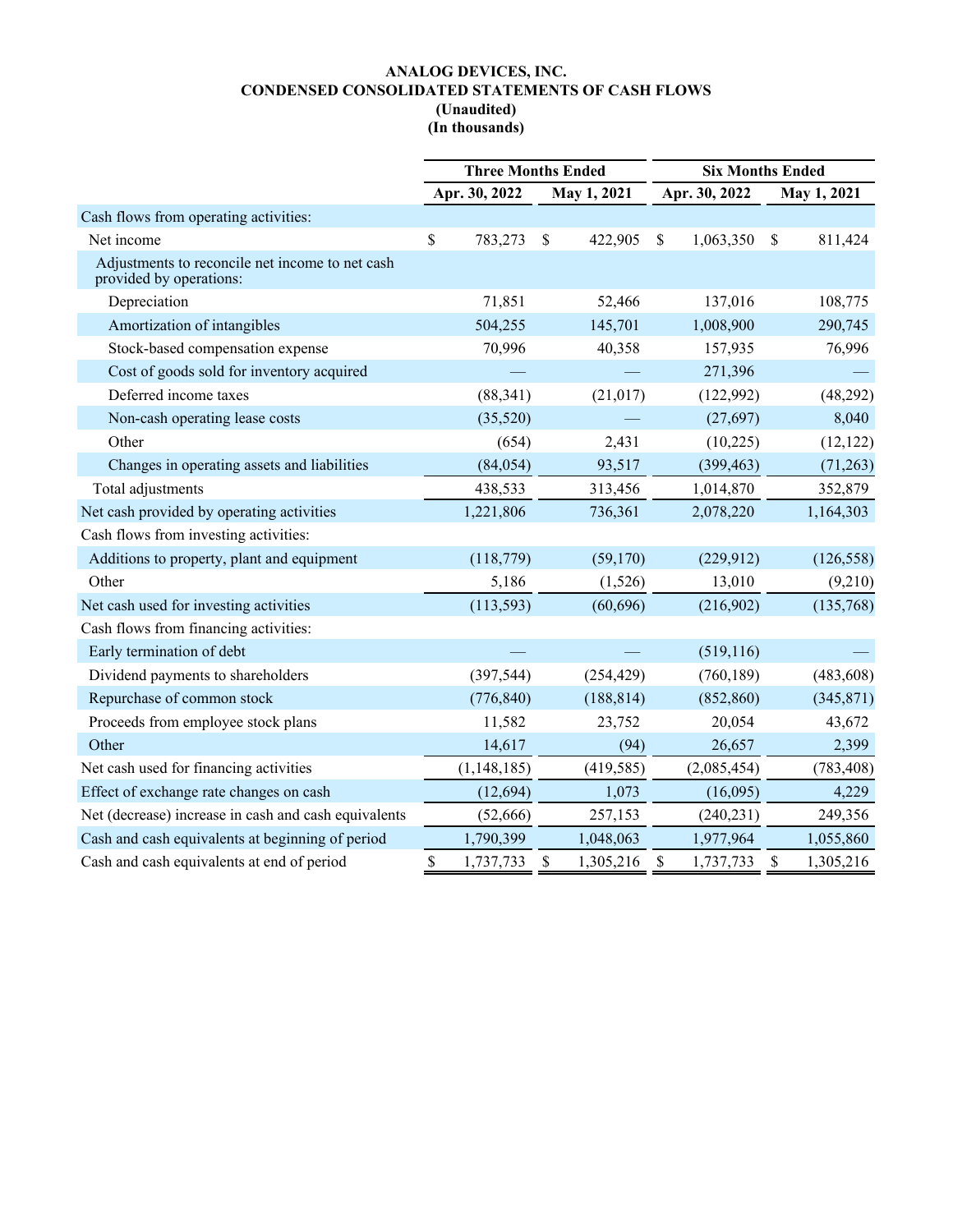**ANALOG DEVICES, INC.**
**CONDENSED CONSOLIDATED STATEMENTS OF CASH FLOWS**
**(Unaudited)**
**(In thousands)**

| | Three Months Ended | | Six Months Ended | |
|---|---|---|---|---|
| | Apr. 30, 2022 | May 1, 2021 | Apr. 30, 2022 | May 1, 2021 |
| Cash flows from operating activities: | | | | |
| Net income | $ 783,273 | $ 422,905 | $ 1,063,350 | $ 811,424 |
| Adjustments to reconcile net income to net cash provided by operations: | | | | |
| Depreciation | 71,851 | 52,466 | 137,016 | 108,775 |
| Amortization of intangibles | 504,255 | 145,701 | 1,008,900 | 290,745 |
| Stock-based compensation expense | 70,996 | 40,358 | 157,935 | 76,996 |
| Cost of goods sold for inventory acquired | — | — | 271,396 | — |
| Deferred income taxes | (88,341) | (21,017) | (122,992) | (48,292) |
| Non-cash operating lease costs | (35,520) | — | (27,697) | 8,040 |
| Other | (654) | 2,431 | (10,225) | (12,122) |
| Changes in operating assets and liabilities | (84,054) | 93,517 | (399,463) | (71,263) |
| Total adjustments | 438,533 | 313,456 | 1,014,870 | 352,879 |
| Net cash provided by operating activities | 1,221,806 | 736,361 | 2,078,220 | 1,164,303 |
| Cash flows from investing activities: | | | | |
| Additions to property, plant and equipment | (118,779) | (59,170) | (229,912) | (126,558) |
| Other | 5,186 | (1,526) | 13,010 | (9,210) |
| Net cash used for investing activities | (113,593) | (60,696) | (216,902) | (135,768) |
| Cash flows from financing activities: | | | | |
| Early termination of debt | — | — | (519,116) | — |
| Dividend payments to shareholders | (397,544) | (254,429) | (760,189) | (483,608) |
| Repurchase of common stock | (776,840) | (188,814) | (852,860) | (345,871) |
| Proceeds from employee stock plans | 11,582 | 23,752 | 20,054 | 43,672 |
| Other | 14,617 | (94) | 26,657 | 2,399 |
| Net cash used for financing activities | (1,148,185) | (419,585) | (2,085,454) | (783,408) |
| Effect of exchange rate changes on cash | (12,694) | 1,073 | (16,095) | 4,229 |
| Net (decrease) increase in cash and cash equivalents | (52,666) | 257,153 | (240,231) | 249,356 |
| Cash and cash equivalents at beginning of period | 1,790,399 | 1,048,063 | 1,977,964 | 1,055,860 |
| Cash and cash equivalents at end of period | $ 1,737,733 | $ 1,305,216 | $ 1,737,733 | $ 1,305,216 |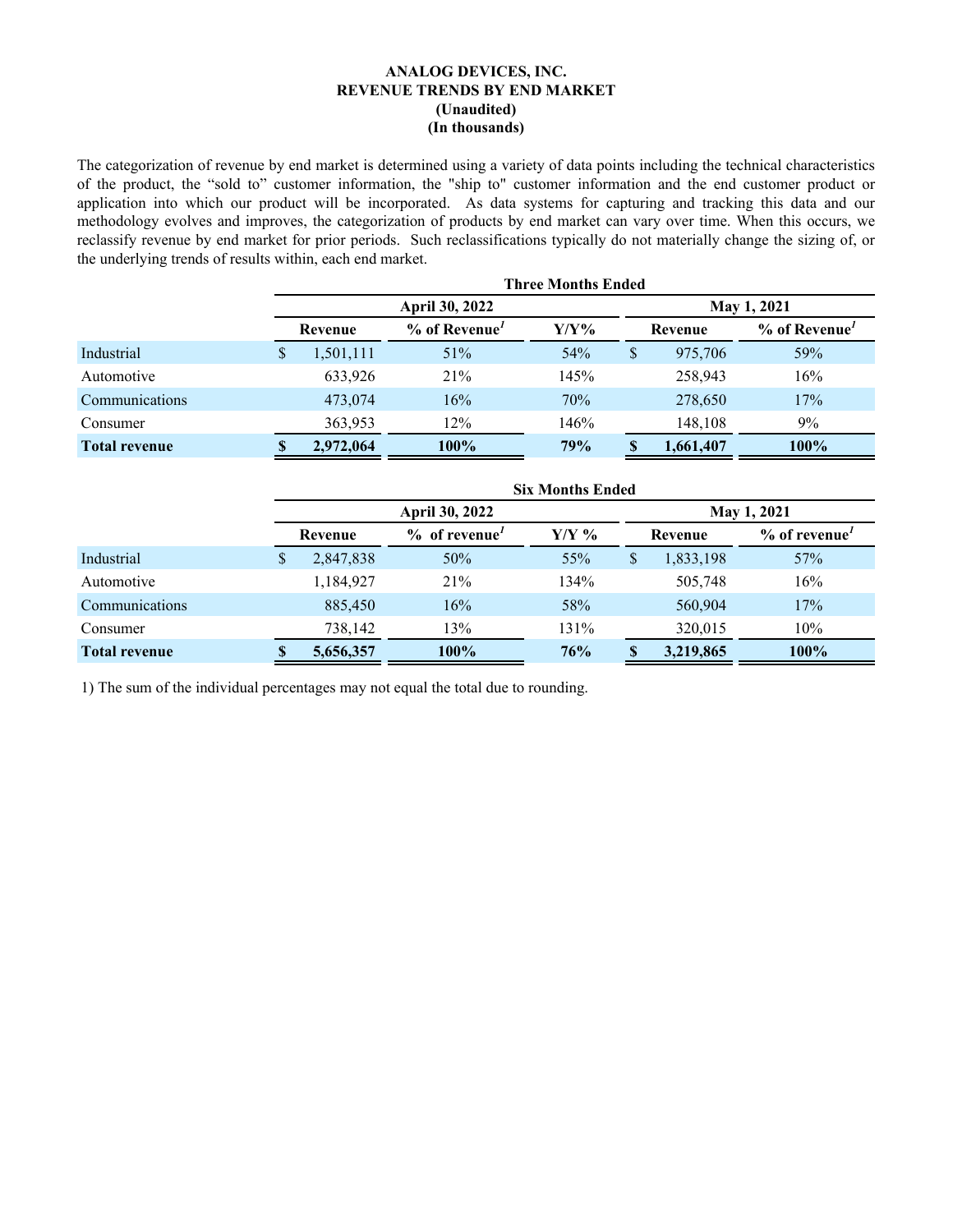# ANALOG DEVICES, INC.
## REVENUE TRENDS BY END MARKET
### (Unaudited)
### (In thousands)

The categorization of revenue by end market is determined using a variety of data points including the technical characteristics of the product, the “sold to” customer information, the "ship to" customer information and the end customer product or application into which our product will be incorporated. As data systems for capturing and tracking this data and our methodology evolves and improves, the categorization of products by end market can vary over time. When this occurs, we reclassify revenue by end market for prior periods. Such reclassifications typically do not materially change the sizing of, or the underlying trends of results within, each end market.

| | Three Months Ended | | | | |
|---|---|---|---|---|---|
| | April 30, 2022 | | | May 1, 2021 | |
| | Revenue | % of Revenue[1] | Y/Y% | Revenue | % of Revenue[1] |
| Industrial | $ 1,501,111 | 51% | 54% | $ 975,706 | 59% |
| Automotive | 633,926 | 21% | 145% | 258,943 | 16% |
| Communications | 473,074 | 16% | 70% | 278,650 | 17% |
| Consumer | 363,953 | 12% | 146% | 148,108 | 9% |
| **Total revenue** | **$ 2,972,064** | **100%** | **79%** | **$ 1,661,407** | **100%** |

| | Six Months Ended | | | | |
|---|---|---|---|---|---|
| | April 30, 2022 | | | May 1, 2021 | |
| | Revenue | % of revenue[1] | Y/Y % | Revenue | % of revenue[1] |
| Industrial | $ 2,847,838 | 50% | 55% | $ 1,833,198 | 57% |
| Automotive | 1,184,927 | 21% | 134% | 505,748 | 16% |
| Communications | 885,450 | 16% | 58% | 560,904 | 17% |
| Consumer | 738,142 | 13% | 131% | 320,015 | 10% |
| **Total revenue** | **$ 5,656,357** | **100%** | **76%** | **$ 3,219,865** | **100%** |

1) The sum of the individual percentages may not equal the total due to rounding.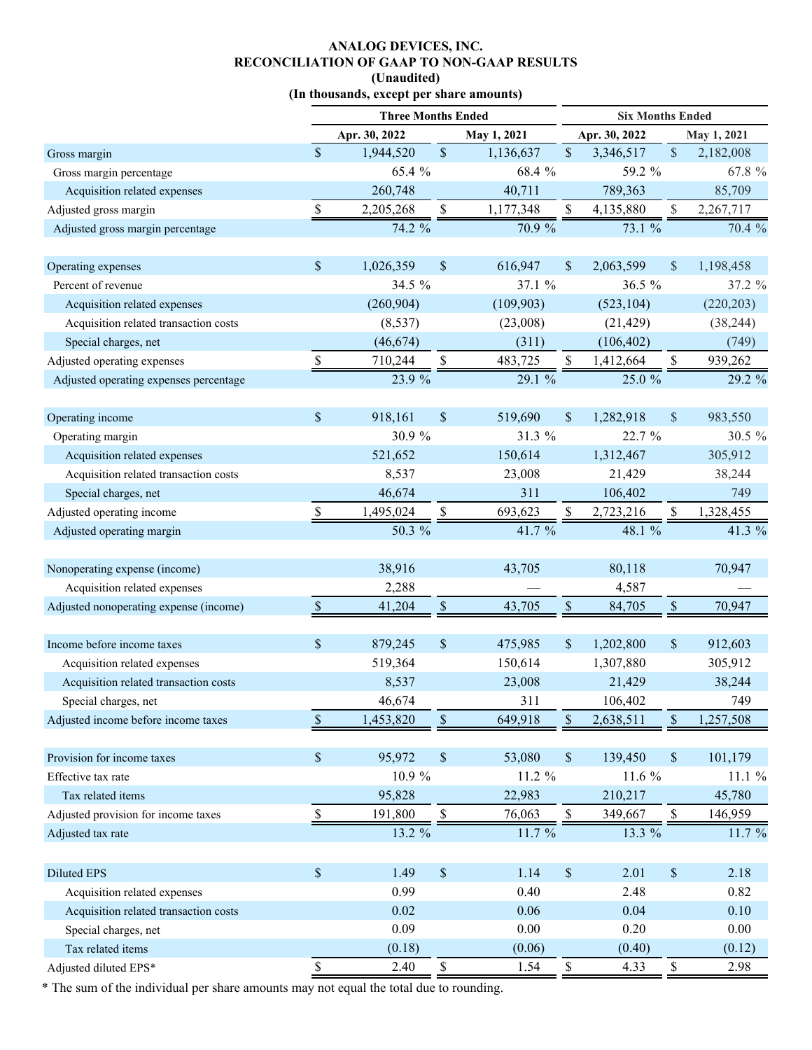**ANALOG DEVICES, INC.**
**RECONCILIATION OF GAAP TO NON-GAAP RESULTS**
**(Unaudited)**
**(In thousands, except per share amounts)**

| | Three Months Ended | | Six Months Ended | |
|---|---|---|---|---|
| | Apr. 30, 2022 | May 1, 2021 | Apr. 30, 2022 | May 1, 2021 |
| Gross margin | $ 1,944,520 | $ 1,136,637 | $ 3,346,517 | $ 2,182,008 |
| Gross margin percentage | 65.4 % | 68.4 % | 59.2 % | 67.8 % |
| Acquisition related expenses | 260,748 | 40,711 | 789,363 | 85,709 |
| Adjusted gross margin | $ 2,205,268 | $ 1,177,348 | $ 4,135,880 | $ 2,267,717 |
| Adjusted gross margin percentage | 74.2 % | 70.9 % | 73.1 % | 70.4 % |
| | | | | |
| Operating expenses | $ 1,026,359 | $ 616,947 | $ 2,063,599 | $ 1,198,458 |
| Percent of revenue | 34.5 % | 37.1 % | 36.5 % | 37.2 % |
| Acquisition related expenses | (260,904) | (109,903) | (523,104) | (220,203) |
| Acquisition related transaction costs | (8,537) | (23,008) | (21,429) | (38,244) |
| Special charges, net | (46,674) | (311) | (106,402) | (749) |
| Adjusted operating expenses | $ 710,244 | $ 483,725 | $ 1,412,664 | $ 939,262 |
| Adjusted operating expenses percentage | 23.9 % | 29.1 % | 25.0 % | 29.2 % |
| | | | | |
| Operating income | $ 918,161 | $ 519,690 | $ 1,282,918 | $ 983,550 |
| Operating margin | 30.9 % | 31.3 % | 22.7 % | 30.5 % |
| Acquisition related expenses | 521,652 | 150,614 | 1,312,467 | 305,912 |
| Acquisition related transaction costs | 8,537 | 23,008 | 21,429 | 38,244 |
| Special charges, net | 46,674 | 311 | 106,402 | 749 |
| Adjusted operating income | $ 1,495,024 | $ 693,623 | $ 2,723,216 | $ 1,328,455 |
| Adjusted operating margin | 50.3 % | 41.7 % | 48.1 % | 41.3 % |
| | | | | |
| Nonoperating expense (income) | 38,916 | 43,705 | 80,118 | 70,947 |
| Acquisition related expenses | 2,288 | — | 4,587 | — |
| Adjusted nonoperating expense (income) | $ 41,204 | $ 43,705 | $ 84,705 | $ 70,947 |
| | | | | |
| Income before income taxes | $ 879,245 | $ 475,985 | $ 1,202,800 | $ 912,603 |
| Acquisition related expenses | 519,364 | 150,614 | 1,307,880 | 305,912 |
| Acquisition related transaction costs | 8,537 | 23,008 | 21,429 | 38,244 |
| Special charges, net | 46,674 | 311 | 106,402 | 749 |
| Adjusted income before income taxes | $ 1,453,820 | $ 649,918 | $ 2,638,511 | $ 1,257,508 |
| | | | | |
| Provision for income taxes | $ 95,972 | $ 53,080 | $ 139,450 | $ 101,179 |
| Effective tax rate | 10.9 % | 11.2 % | 11.6 % | 11.1 % |
| Tax related items | 95,828 | 22,983 | 210,217 | 45,780 |
| Adjusted provision for income taxes | $ 191,800 | $ 76,063 | $ 349,667 | $ 146,959 |
| Adjusted tax rate | 13.2 % | 11.7 % | 13.3 % | 11.7 % |
| | | | | |
| Diluted EPS | $ 1.49 | $ 1.14 | $ 2.01 | $ 2.18 |
| Acquisition related expenses | 0.99 | 0.40 | 2.48 | 0.82 |
| Acquisition related transaction costs | 0.02 | 0.06 | 0.04 | 0.10 |
| Special charges, net | 0.09 | 0.00 | 0.20 | 0.00 |
| Tax related items | (0.18) | (0.06) | (0.40) | (0.12) |
| Adjusted diluted EPS* | $ 2.40 | $ 1.54 | $ 4.33 | $ 2.98 |

* The sum of the individual per share amounts may not equal the total due to rounding.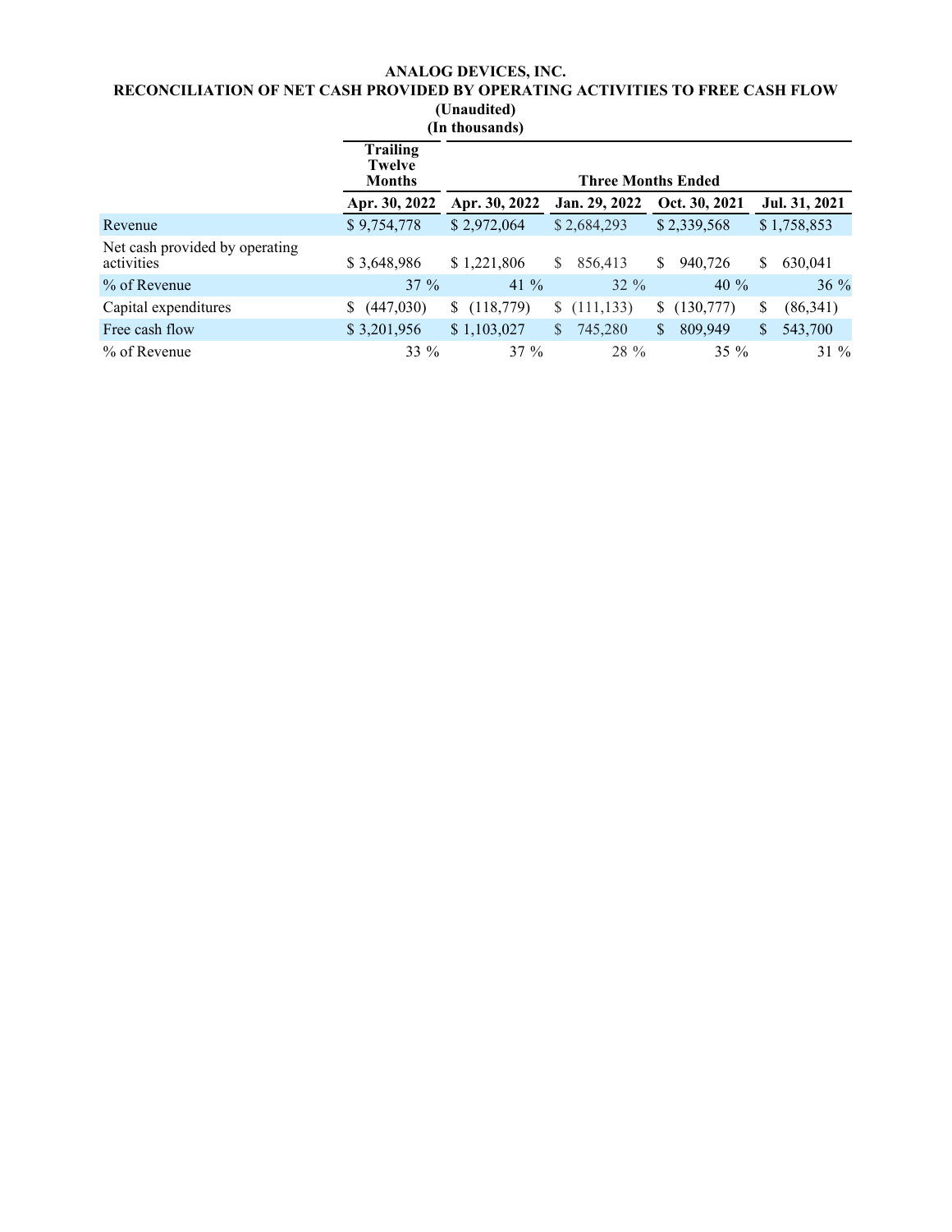**ANALOG DEVICES, INC.**

**RECONCILIATION OF NET CASH PROVIDED BY OPERATING ACTIVITIES TO FREE CASH FLOW**

**(Unaudited)**

**(In thousands)**

| | Trailing Twelve Months | Three Months Ended | | | |
|---|---|---|---|---|---|
| | Apr. 30, 2022 | Apr. 30, 2022 | Jan. 29, 2022 | Oct. 30, 2021 | Jul. 31, 2021 |
| Revenue | $ 9,754,778 | $ 2,972,064 | $ 2,684,293 | $ 2,339,568 | $ 1,758,853 |
| Net cash provided by operating activities | $ 3,648,986 | $ 1,221,806 | $ 856,413 | $ 940,726 | $ 630,041 |
| % of Revenue | 37 % | 41 % | 32 % | 40 % | 36 % |
| Capital expenditures | $ (447,030) | $ (118,779) | $ (111,133) | $ (130,777) | $ (86,341) |
| Free cash flow | $ 3,201,956 | $ 1,103,027 | $ 745,280 | $ 809,949 | $ 543,700 |
| % of Revenue | 33 % | 37 % | 28 % | 35 % | 31 % |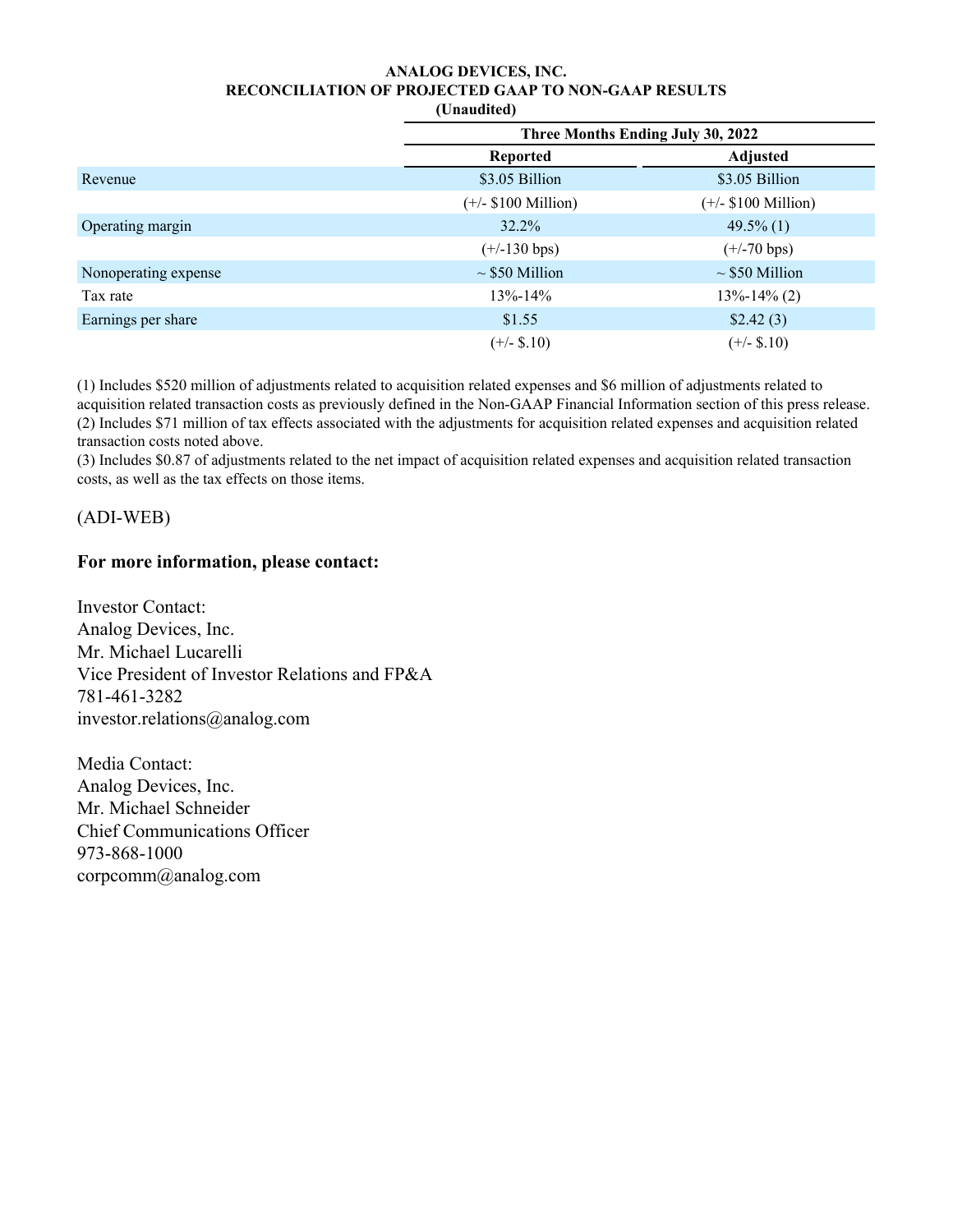**ANALOG DEVICES, INC.**
**RECONCILIATION OF PROJECTED GAAP TO NON-GAAP RESULTS**
**(Unaudited)**

| | Three Months Ending July 30, 2022 | |
|---|---|---|
| | **Reported** | **Adjusted** |
| Revenue | $3.05 Billion | $3.05 Billion |
| | (+/- $100 Million) | (+/- $100 Million) |
| Operating margin | 32.2% | 49.5% (1) |
| | (+/-130 bps) | (+/-70 bps) |
| Nonoperating expense | ~ $50 Million | ~ $50 Million |
| Tax rate | 13%-14% | 13%-14% (2) |
| Earnings per share | $1.55 | $2.42 (3) |
| | (+/- $.10) | (+/- $.10) |

(1) Includes $520 million of adjustments related to acquisition related expenses and $6 million of adjustments related to acquisition related transaction costs as previously defined in the Non-GAAP Financial Information section of this press release.
(2) Includes $71 million of tax effects associated with the adjustments for acquisition related expenses and acquisition related transaction costs noted above.
(3) Includes $0.87 of adjustments related to the net impact of acquisition related expenses and acquisition related transaction costs, as well as the tax effects on those items.

(ADI-WEB)

**For more information, please contact:**

Investor Contact:
Analog Devices, Inc.
Mr. Michael Lucarelli
Vice President of Investor Relations and FP&A
781-461-3282
investor.relations@analog.com

Media Contact:
Analog Devices, Inc.
Mr. Michael Schneider
Chief Communications Officer
973-868-1000
corpcomm@analog.com